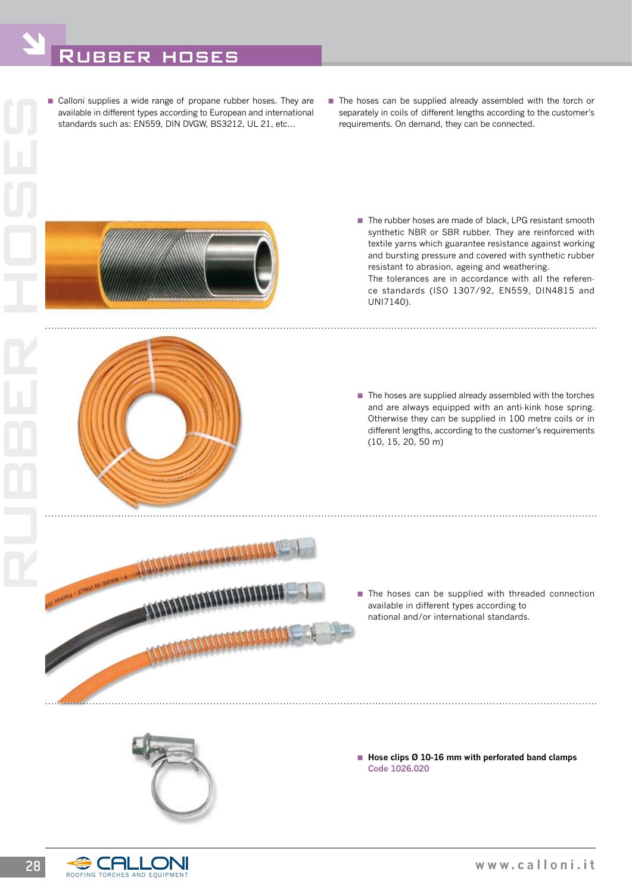# Rubber hoses

- Calloni supplies a wide range of propane rubber hoses. They are available in different types according to European and international standards such as: EN559, DIN DVGW, BS3212, UL 21, etc...

- The hoses can be supplied already assembled with the torch or separately in coils of different lengths according to the customer's requirements. On demand, they can be connected.

- The rubber hoses are made of black, LPG resistant smooth synthetic NBR or SBR rubber. They are reinforced with textile yarns which guarantee resistance against working and bursting pressure and covered with synthetic rubber resistant to abrasion, ageing and weathering.
  The tolerances are in accordance with all the reference standards (ISO 1307/92, EN559, DIN4815 and UNI7140).

- The hoses are supplied already assembled with the torches and are always equipped with an anti-kink hose spring. Otherwise they can be supplied in 100 metre coils or in different lengths, according to the customer's requirements (10, 15, 20, 50 m)

- The hoses can be supplied with threaded connection available in different types according to national and/or international standards.

- **Hose clips Ø 10-16 mm with perforated band clamps**
  **Code 1026.020**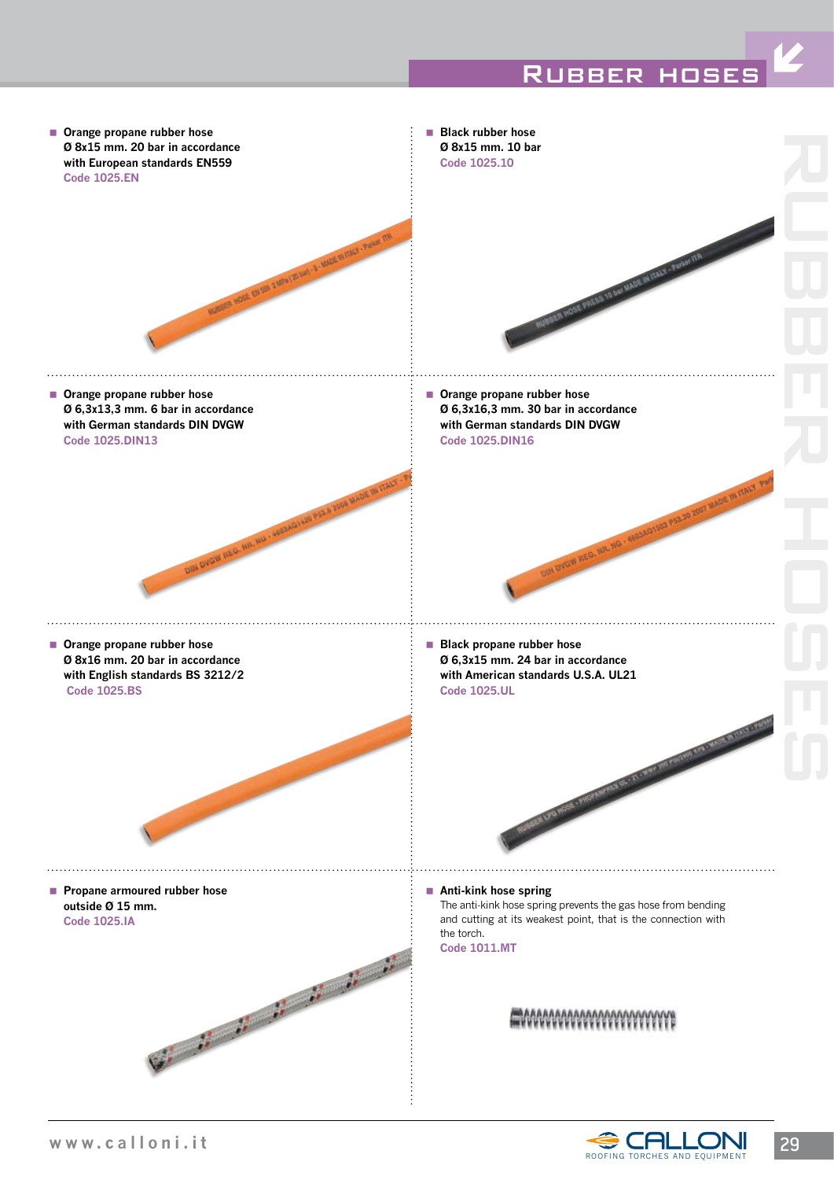# Rubber hoses

- **Orange propane rubber hose**
  **Ø 8x15 mm. 20 bar in accordance with European standards EN559**
  Code 1025.EN

- **Black rubber hose**
  **Ø 8x15 mm. 10 bar**
  Code 1025.10

- **Orange propane rubber hose**
  **Ø 6,3x13,3 mm. 6 bar in accordance with German standards DIN DVGW**
  Code 1025.DIN13

- **Orange propane rubber hose**
  **Ø 6,3x16,3 mm. 30 bar in accordance with German standards DIN DVGW**
  Code 1025.DIN16

- **Orange propane rubber hose**
  **Ø 8x16 mm. 20 bar in accordance with English standards BS 3212/2**
  Code 1025.BS

- **Black propane rubber hose**
  **Ø 6,3x15 mm. 24 bar in accordance with American standards U.S.A. UL21**
  Code 1025.UL

- **Propane armoured rubber hose**
  **outside Ø 15 mm.**
  Code 1025.IA

- **Anti-kink hose spring**
  The anti-kink hose spring prevents the gas hose from bending and cutting at its weakest point, that is the connection with the torch.
  Code 1011.MT

www.calloni.it

CALLONI ROOFING TORCHES AND EQUIPMENT